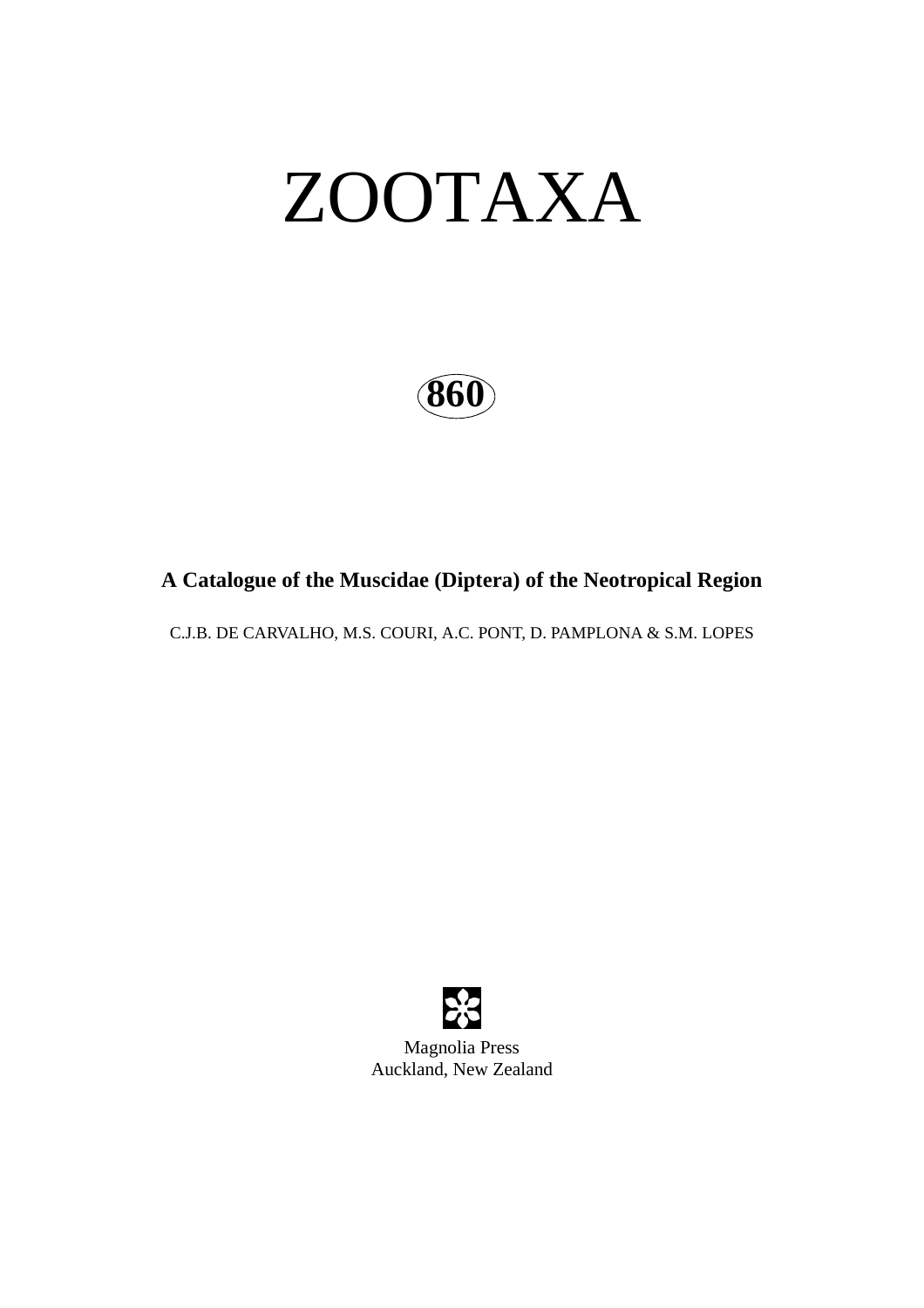# ZOOTAXA

**860**

## A Catalogue of the Muscidae (Diptera) of the Neotropical Region

C.J.B. DE CARVALHO, M.S. COURI, A.C. PONT, D. PAMPLONA & S.M. LOPES

Magnolia Press
Auckland, New Zealand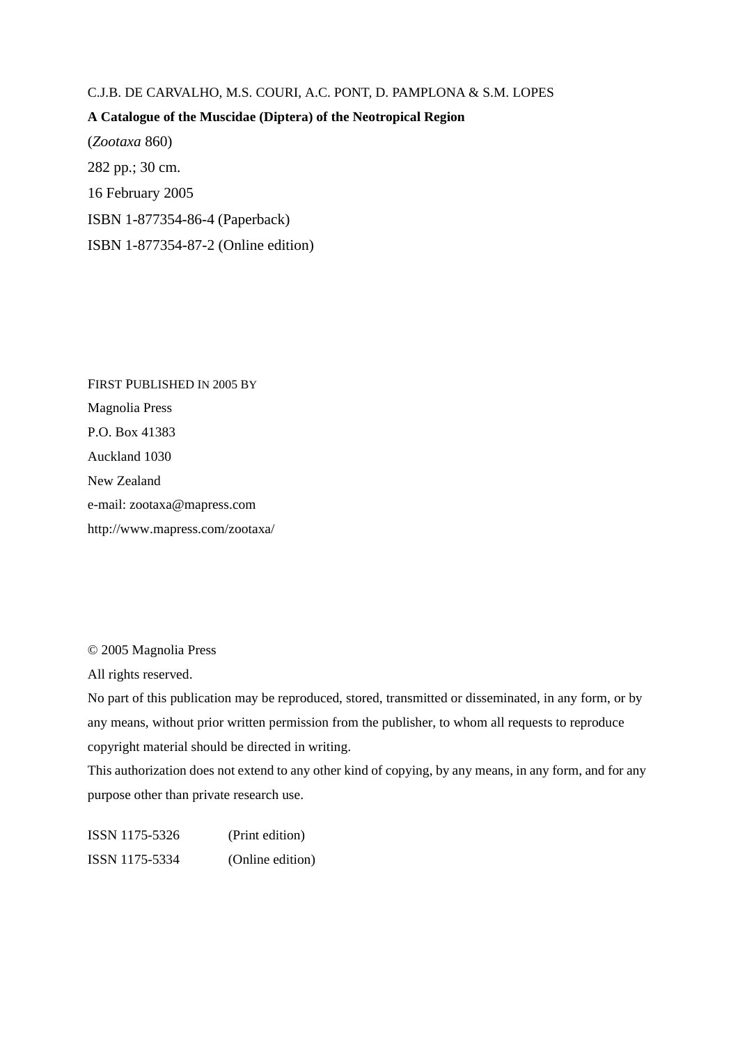C.J.B. DE CARVALHO, M.S. COURI, A.C. PONT, D. PAMPLONA & S.M. LOPES

**A Catalogue of the Muscidae (Diptera) of the Neotropical Region**

(*Zootaxa* 860)

282 pp.; 30 cm.

16 February 2005

ISBN 1-877354-86-4 (Paperback)

ISBN 1-877354-87-2 (Online edition)

FIRST PUBLISHED IN 2005 BY

Magnolia Press

P.O. Box 41383

Auckland 1030

New Zealand

e-mail: zootaxa@mapress.com

http://www.mapress.com/zootaxa/

© 2005 Magnolia Press

All rights reserved.

No part of this publication may be reproduced, stored, transmitted or disseminated, in any form, or by any means, without prior written permission from the publisher, to whom all requests to reproduce copyright material should be directed in writing.

This authorization does not extend to any other kind of copying, by any means, in any form, and for any purpose other than private research use.

ISSN 1175-5326 (Print edition)

ISSN 1175-5334 (Online edition)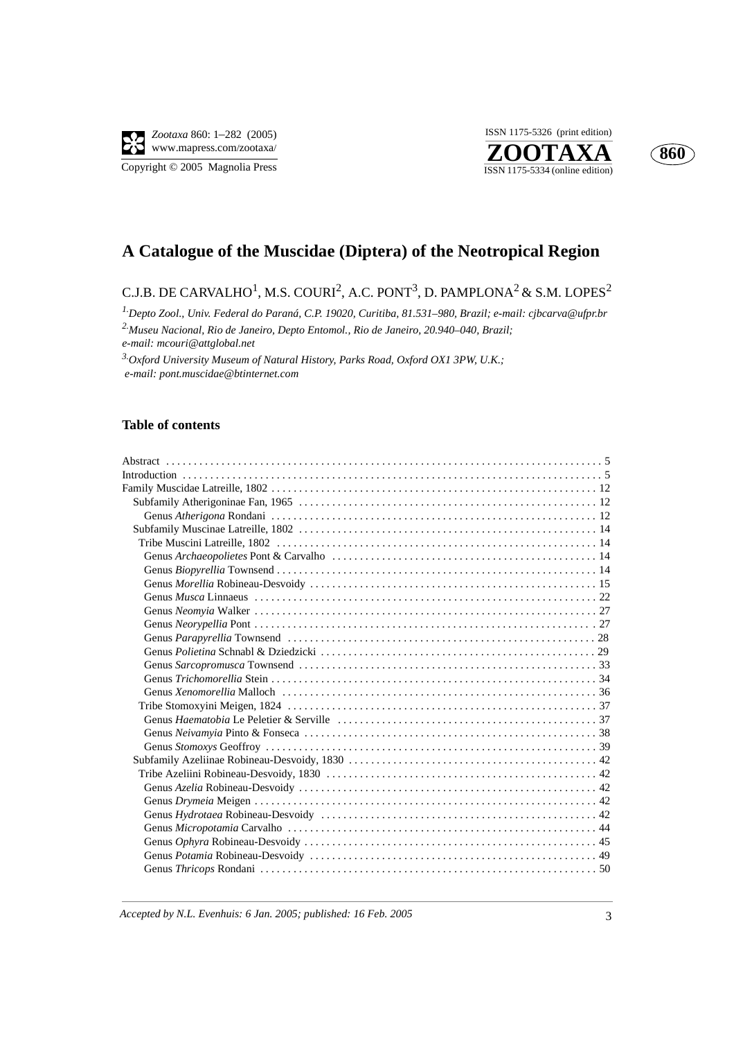# A Catalogue of the Muscidae (Diptera) of the Neotropical Region

C.J.B. DE CARVALHO[1], M.S. COURI[2], A.C. PONT[3], D. PAMPLONA[2] & S.M. LOPES[2]

[1] *Depto Zool., Univ. Federal do Paraná, C.P. 19020, Curitiba, 81.531–980, Brazil; e-mail: cjbcarva@ufpr.br*

[2] *Museu Nacional, Rio de Janeiro, Depto Entomol., Rio de Janeiro, 20.940–040, Brazil; e-mail: mcouri@attglobal.net*

[3] *Oxford University Museum of Natural History, Parks Road, Oxford OX1 3PW, U.K.; e-mail: pont.muscidae@btinternet.com*

## Table of contents

- Abstract . . . 5
- Introduction . . . 5
- Family Muscidae Latreille, 1802 . . . 12
  - Subfamily Atherigoninae Fan, 1965 . . . 12
    - Genus *Atherigona* Rondani . . . 12
  - Subfamily Muscinae Latreille, 1802 . . . 14
    - Tribe Muscini Latreille, 1802 . . . 14
      - Genus *Archaeopolietes* Pont & Carvalho . . . 14
      - Genus *Biopyrellia* Townsend . . . 14
      - Genus *Morellia* Robineau-Desvoidy . . . 15
      - Genus *Musca* Linnaeus . . . 22
      - Genus *Neomyia* Walker . . . 27
      - Genus *Neorypellia* Pont . . . 27
      - Genus *Parapyrellia* Townsend . . . 28
      - Genus *Polietina* Schnabl & Dziedzicki . . . 29
      - Genus *Sarcopromusca* Townsend . . . 33
      - Genus *Trichomorellia* Stein . . . 34
      - Genus *Xenomorellia* Malloch . . . 36
    - Tribe Stomoxyini Meigen, 1824 . . . 37
      - Genus *Haematobia* Le Peletier & Serville . . . 37
      - Genus *Neivamyia* Pinto & Fonseca . . . 38
      - Genus *Stomoxys* Geoffroy . . . 39
  - Subfamily Azeliinae Robineau-Desvoidy, 1830 . . . 42
    - Tribe Azeliini Robineau-Desvoidy, 1830 . . . 42
      - Genus *Azelia* Robineau-Desvoidy . . . 42
      - Genus *Drymeia* Meigen . . . 42
      - Genus *Hydrotaea* Robineau-Desvoidy . . . 42
      - Genus *Micropotamia* Carvalho . . . 44
      - Genus *Ophyra* Robineau-Desvoidy . . . 45
      - Genus *Potamia* Robineau-Desvoidy . . . 49
      - Genus *Thricops* Rondani . . . 50

*Accepted by N.L. Evenhuis: 6 Jan. 2005; published: 16 Feb. 2005*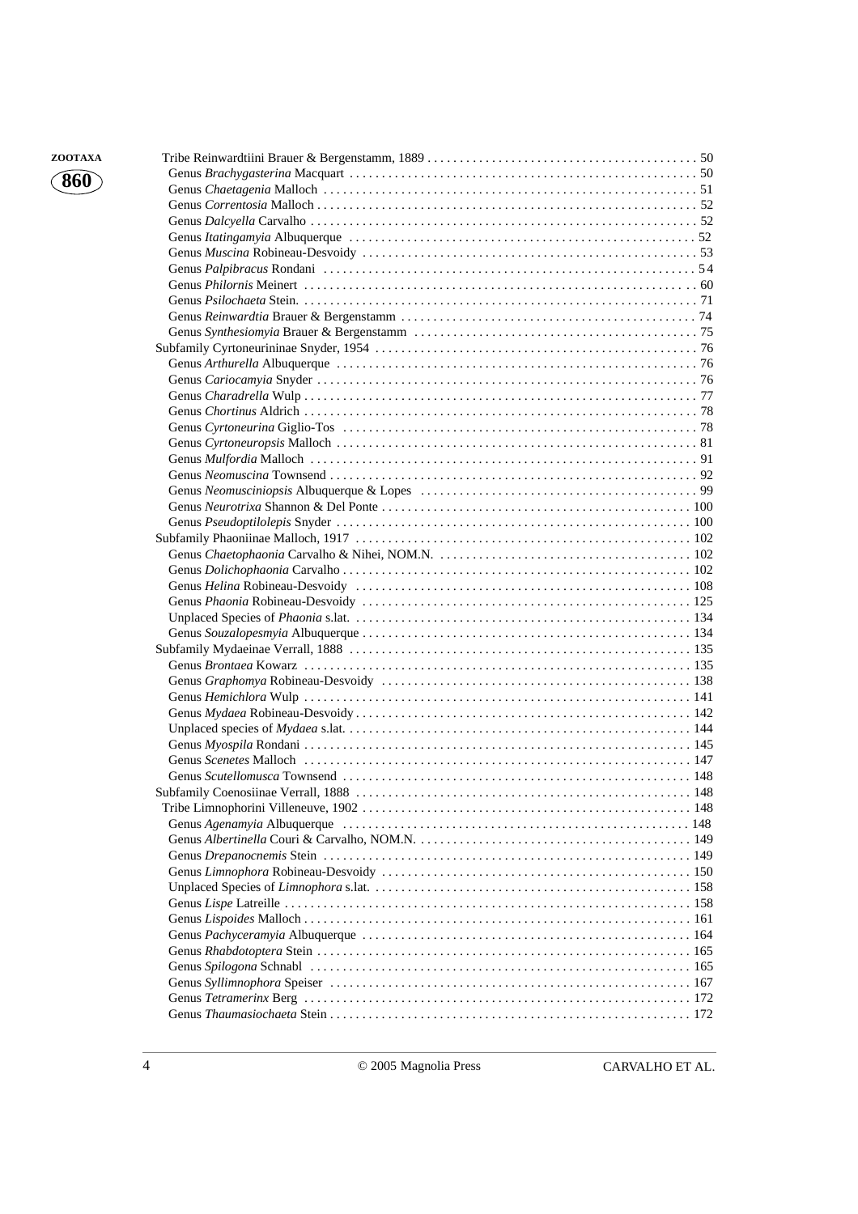Tribe Reinwardtiini Brauer & Bergenstamm, 1889 . . . . . . . . . . . . . . . . . . . . . . . . . . . . . . . . . . . . . . . . . 50
Genus *Brachygasterina* Macquart . . . . . . . . . . . . . . . . . . . . . . . . . . . . . . . . . . . . . . . . . . . . . . . . . . . . . 50
Genus *Chaetagenia* Malloch . . . . . . . . . . . . . . . . . . . . . . . . . . . . . . . . . . . . . . . . . . . . . . . . . . . . . . . . . 51
Genus *Correntosia* Malloch . . . . . . . . . . . . . . . . . . . . . . . . . . . . . . . . . . . . . . . . . . . . . . . . . . . . . . . . . 52
Genus *Dalcyella* Carvalho . . . . . . . . . . . . . . . . . . . . . . . . . . . . . . . . . . . . . . . . . . . . . . . . . . . . . . . . . . . 52
Genus *Itatingamyia* Albuquerque . . . . . . . . . . . . . . . . . . . . . . . . . . . . . . . . . . . . . . . . . . . . . . . . . . . . . 52
Genus *Muscina* Robineau-Desvoidy . . . . . . . . . . . . . . . . . . . . . . . . . . . . . . . . . . . . . . . . . . . . . . . . . . . 53
Genus *Palpibracus* Rondani . . . . . . . . . . . . . . . . . . . . . . . . . . . . . . . . . . . . . . . . . . . . . . . . . . . . . . . . . 54
Genus *Philornis* Meinert . . . . . . . . . . . . . . . . . . . . . . . . . . . . . . . . . . . . . . . . . . . . . . . . . . . . . . . . . . . . 60
Genus *Psilochaeta* Stein. . . . . . . . . . . . . . . . . . . . . . . . . . . . . . . . . . . . . . . . . . . . . . . . . . . . . . . . . . . . . 71
Genus *Reinwardtia* Brauer & Bergenstamm . . . . . . . . . . . . . . . . . . . . . . . . . . . . . . . . . . . . . . . . . . . . . 74
Genus *Synthesiomyia* Brauer & Bergenstamm . . . . . . . . . . . . . . . . . . . . . . . . . . . . . . . . . . . . . . . . . . . 75
Subfamily Cyrtoneurininae Snyder, 1954 . . . . . . . . . . . . . . . . . . . . . . . . . . . . . . . . . . . . . . . . . . . . . . . . . 76
Genus *Arthurella* Albuquerque . . . . . . . . . . . . . . . . . . . . . . . . . . . . . . . . . . . . . . . . . . . . . . . . . . . . . . . 76
Genus *Cariocamyia* Snyder . . . . . . . . . . . . . . . . . . . . . . . . . . . . . . . . . . . . . . . . . . . . . . . . . . . . . . . . . . 76
Genus *Charadrella* Wulp . . . . . . . . . . . . . . . . . . . . . . . . . . . . . . . . . . . . . . . . . . . . . . . . . . . . . . . . . . . . 77
Genus *Chortinus* Aldrich . . . . . . . . . . . . . . . . . . . . . . . . . . . . . . . . . . . . . . . . . . . . . . . . . . . . . . . . . . . . 78
Genus *Cyrtoneurina* Giglio-Tos . . . . . . . . . . . . . . . . . . . . . . . . . . . . . . . . . . . . . . . . . . . . . . . . . . . . . . . 78
Genus *Cyrtoneuropsis* Malloch . . . . . . . . . . . . . . . . . . . . . . . . . . . . . . . . . . . . . . . . . . . . . . . . . . . . . . . 81
Genus *Mulfordia* Malloch . . . . . . . . . . . . . . . . . . . . . . . . . . . . . . . . . . . . . . . . . . . . . . . . . . . . . . . . . . . 91
Genus *Neomuscina* Townsend . . . . . . . . . . . . . . . . . . . . . . . . . . . . . . . . . . . . . . . . . . . . . . . . . . . . . . . . 92
Genus *Neomusciniopsis* Albuquerque & Lopes . . . . . . . . . . . . . . . . . . . . . . . . . . . . . . . . . . . . . . . . . . . 99
Genus *Neurotrixa* Shannon & Del Ponte . . . . . . . . . . . . . . . . . . . . . . . . . . . . . . . . . . . . . . . . . . . . . . . 100
Genus *Pseudoptilolepis* Snyder . . . . . . . . . . . . . . . . . . . . . . . . . . . . . . . . . . . . . . . . . . . . . . . . . . . . . . 100
Subfamily Phaoniinae Malloch, 1917 . . . . . . . . . . . . . . . . . . . . . . . . . . . . . . . . . . . . . . . . . . . . . . . . . . . 102
Genus *Chaetophaonia* Carvalho & Nihei, NOM.N. . . . . . . . . . . . . . . . . . . . . . . . . . . . . . . . . . . . . . . . 102
Genus *Dolichophaonia* Carvalho . . . . . . . . . . . . . . . . . . . . . . . . . . . . . . . . . . . . . . . . . . . . . . . . . . . . . 102
Genus *Helina* Robineau-Desvoidy . . . . . . . . . . . . . . . . . . . . . . . . . . . . . . . . . . . . . . . . . . . . . . . . . . . . 108
Genus *Phaonia* Robineau-Desvoidy . . . . . . . . . . . . . . . . . . . . . . . . . . . . . . . . . . . . . . . . . . . . . . . . . . . 125
Unplaced Species of *Phaonia* s.lat. . . . . . . . . . . . . . . . . . . . . . . . . . . . . . . . . . . . . . . . . . . . . . . . . . . . 134
Genus *Souzalopesmyia* Albuquerque . . . . . . . . . . . . . . . . . . . . . . . . . . . . . . . . . . . . . . . . . . . . . . . . . . 134
Subfamily Mydaeinae Verrall, 1888 . . . . . . . . . . . . . . . . . . . . . . . . . . . . . . . . . . . . . . . . . . . . . . . . . . . . 135
Genus *Brontaea* Kowarz . . . . . . . . . . . . . . . . . . . . . . . . . . . . . . . . . . . . . . . . . . . . . . . . . . . . . . . . . . . 135
Genus *Graphomya* Robineau-Desvoidy . . . . . . . . . . . . . . . . . . . . . . . . . . . . . . . . . . . . . . . . . . . . . . . . 138
Genus *Hemichlora* Wulp . . . . . . . . . . . . . . . . . . . . . . . . . . . . . . . . . . . . . . . . . . . . . . . . . . . . . . . . . . . 141
Genus *Mydaea* Robineau-Desvoidy . . . . . . . . . . . . . . . . . . . . . . . . . . . . . . . . . . . . . . . . . . . . . . . . . . . 142
Unplaced species of *Mydaea* s.lat. . . . . . . . . . . . . . . . . . . . . . . . . . . . . . . . . . . . . . . . . . . . . . . . . . . . 144
Genus *Myospila* Rondani . . . . . . . . . . . . . . . . . . . . . . . . . . . . . . . . . . . . . . . . . . . . . . . . . . . . . . . . . . . 145
Genus *Scenetes* Malloch . . . . . . . . . . . . . . . . . . . . . . . . . . . . . . . . . . . . . . . . . . . . . . . . . . . . . . . . . . . 147
Genus *Scutellomusca* Townsend . . . . . . . . . . . . . . . . . . . . . . . . . . . . . . . . . . . . . . . . . . . . . . . . . . . . . 148
Subfamily Coenosiinae Verrall, 1888 . . . . . . . . . . . . . . . . . . . . . . . . . . . . . . . . . . . . . . . . . . . . . . . . . . . 148
Tribe Limnophorini Villeneuve, 1902 . . . . . . . . . . . . . . . . . . . . . . . . . . . . . . . . . . . . . . . . . . . . . . . . . . . 148
Genus *Agenamyia* Albuquerque . . . . . . . . . . . . . . . . . . . . . . . . . . . . . . . . . . . . . . . . . . . . . . . . . . . . . 148
Genus *Albertinella* Couri & Carvalho, NOM.N. . . . . . . . . . . . . . . . . . . . . . . . . . . . . . . . . . . . . . . . . . 149
Genus *Drepanocnemis* Stein . . . . . . . . . . . . . . . . . . . . . . . . . . . . . . . . . . . . . . . . . . . . . . . . . . . . . . . . 149
Genus *Limnophora* Robineau-Desvoidy . . . . . . . . . . . . . . . . . . . . . . . . . . . . . . . . . . . . . . . . . . . . . . . 150
Unplaced Species of *Limnophora* s.lat. . . . . . . . . . . . . . . . . . . . . . . . . . . . . . . . . . . . . . . . . . . . . . . . . 158
Genus *Lispe* Latreille . . . . . . . . . . . . . . . . . . . . . . . . . . . . . . . . . . . . . . . . . . . . . . . . . . . . . . . . . . . . . . 158
Genus *Lispoides* Malloch . . . . . . . . . . . . . . . . . . . . . . . . . . . . . . . . . . . . . . . . . . . . . . . . . . . . . . . . . . . 161
Genus *Pachyceramyia* Albuquerque . . . . . . . . . . . . . . . . . . . . . . . . . . . . . . . . . . . . . . . . . . . . . . . . . . 164
Genus *Rhabdotoptera* Stein . . . . . . . . . . . . . . . . . . . . . . . . . . . . . . . . . . . . . . . . . . . . . . . . . . . . . . . . . 165
Genus *Spilogona* Schnabl . . . . . . . . . . . . . . . . . . . . . . . . . . . . . . . . . . . . . . . . . . . . . . . . . . . . . . . . . . 165
Genus *Syllimnophora* Speiser . . . . . . . . . . . . . . . . . . . . . . . . . . . . . . . . . . . . . . . . . . . . . . . . . . . . . . . 167
Genus *Tetramerinx* Berg . . . . . . . . . . . . . . . . . . . . . . . . . . . . . . . . . . . . . . . . . . . . . . . . . . . . . . . . . . . 172
Genus *Thaumasiochaeta* Stein . . . . . . . . . . . . . . . . . . . . . . . . . . . . . . . . . . . . . . . . . . . . . . . . . . . . . . . 172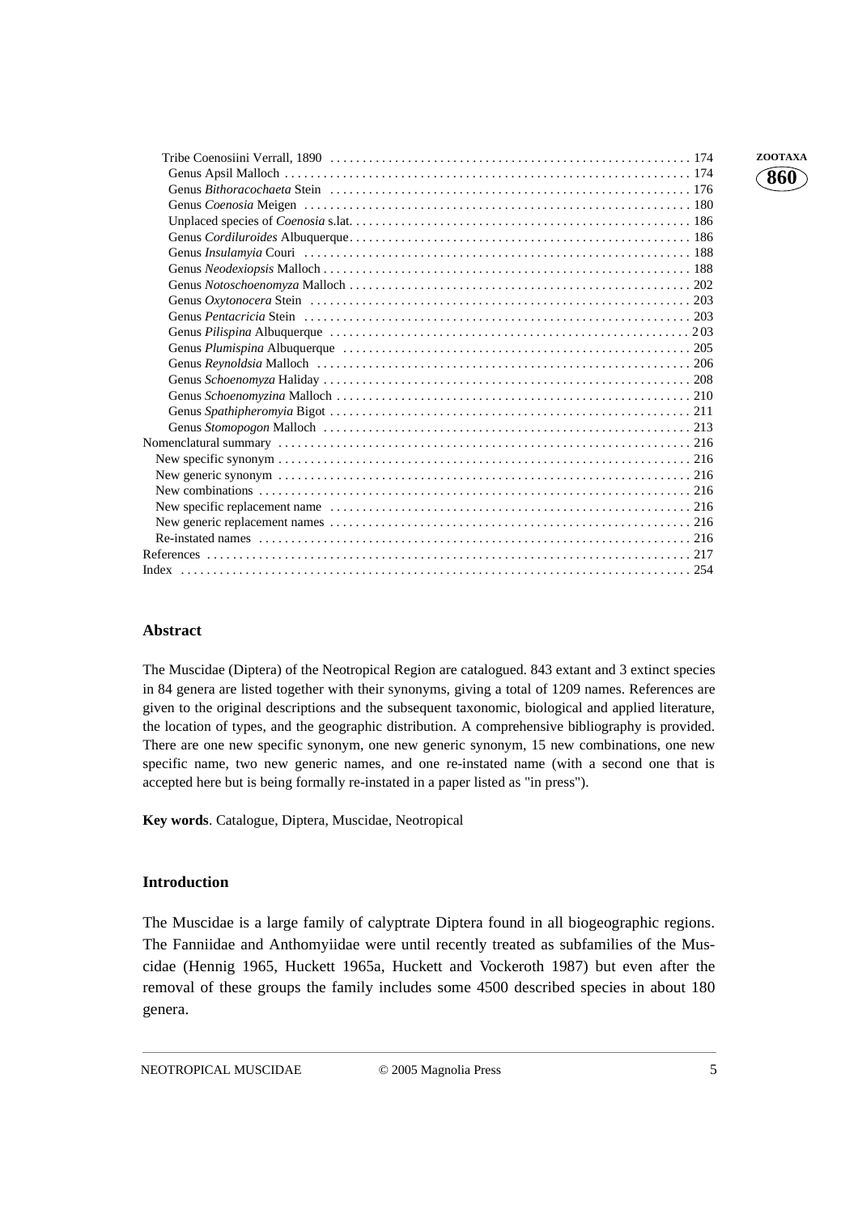Tribe Coenosiini Verrall, 1890 .......... 174
- Genus Apsil Malloch .......... 174
- Genus *Bithoracochaeta* Stein .......... 176
- Genus *Coenosia* Meigen .......... 180
- Unplaced species of *Coenosia* s.lat. .......... 186
- Genus *Cordiluroides* Albuquerque .......... 186
- Genus *Insulamyia* Couri .......... 188
- Genus *Neodexiopsis* Malloch .......... 188
- Genus *Notoschoenomyza* Malloch .......... 202
- Genus *Oxytonocera* Stein .......... 203
- Genus *Pentacricia* Stein .......... 203
- Genus *Pilispina* Albuquerque .......... 203
- Genus *Plumispina* Albuquerque .......... 205
- Genus *Reynoldsia* Malloch .......... 206
- Genus *Schoenomyza* Haliday .......... 208
- Genus *Schoenomyzina* Malloch .......... 210
- Genus *Spathipheromyia* Bigot .......... 211
- Genus *Stomopogon* Malloch .......... 213

Nomenclatural summary .......... 216
- New specific synonym .......... 216
- New generic synonym .......... 216
- New combinations .......... 216
- New specific replacement name .......... 216
- New generic replacement names .......... 216
- Re-instated names .......... 216

References .......... 217

Index .......... 254

## Abstract

The Muscidae (Diptera) of the Neotropical Region are catalogued. 843 extant and 3 extinct species in 84 genera are listed together with their synonyms, giving a total of 1209 names. References are given to the original descriptions and the subsequent taxonomic, biological and applied literature, the location of types, and the geographic distribution. A comprehensive bibliography is provided. There are one new specific synonym, one new generic synonym, 15 new combinations, one new specific name, two new generic names, and one re-instated name (with a second one that is accepted here but is being formally re-instated in a paper listed as "in press").

**Key words**. Catalogue, Diptera, Muscidae, Neotropical

## Introduction

The Muscidae is a large family of calyptrate Diptera found in all biogeographic regions. The Fanniidae and Anthomyiidae were until recently treated as subfamilies of the Muscidae (Hennig 1965, Huckett 1965a, Huckett and Vockeroth 1987) but even after the removal of these groups the family includes some 4500 described species in about 180 genera.